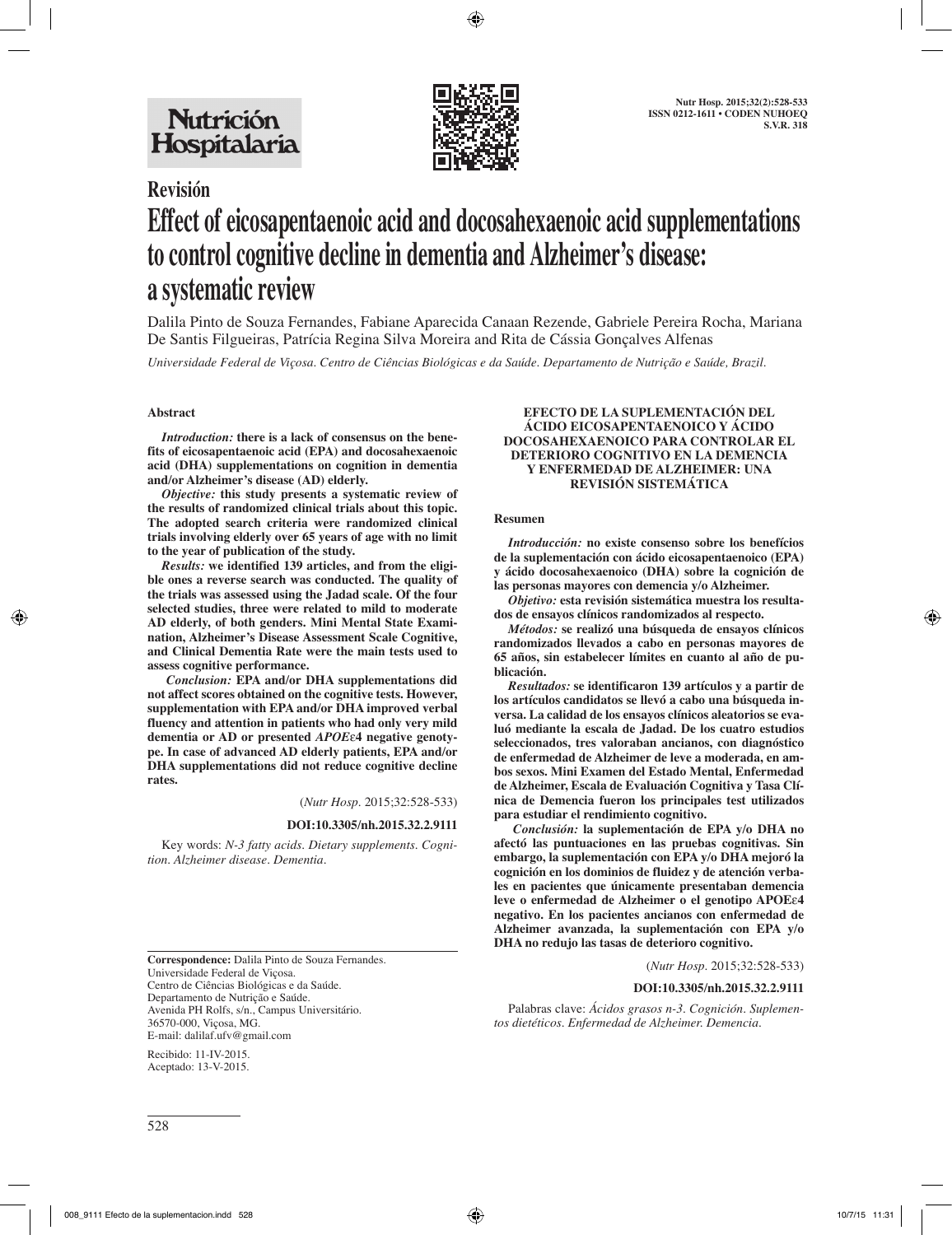Nutrición Hospitalaria

## Revisión

# Effect of eicosapentaenoic acid and docosahexaenoic acid supplementations to control cognitive decline in dementia and Alzheimer's disease: a systematic review

Dalila Pinto de Souza Fernandes, Fabiane Aparecida Canaan Rezende, Gabriele Pereira Rocha, Mariana De Santis Filgueiras, Patrícia Regina Silva Moreira and Rita de Cássia Gonçalves Alfenas

*Universidade Federal de Viçosa. Centro de Ciências Biológicas e da Saúde. Departamento de Nutrição e Saúde, Brazil.*

### Abstract

***Introduction:*** **there is a lack of consensus on the benefits of eicosapentaenoic acid (EPA) and docosahexaenoic acid (DHA) supplementations on cognition in dementia and/or Alzheimer's disease (AD) elderly.**

***Objective:*** **this study presents a systematic review of the results of randomized clinical trials about this topic. The adopted search criteria were randomized clinical trials involving elderly over 65 years of age with no limit to the year of publication of the study.**

***Results:*** **we identified 139 articles, and from the eligible ones a reverse search was conducted. The quality of the trials was assessed using the Jadad scale. Of the four selected studies, three were related to mild to moderate AD elderly, of both genders. Mini Mental State Examination, Alzheimer's Disease Assessment Scale Cognitive, and Clinical Dementia Rate were the main tests used to assess cognitive performance.**

***Conclusion:*** **EPA and/or DHA supplementations did not affect scores obtained on the cognitive tests. However, supplementation with EPA and/or DHA improved verbal fluency and attention in patients who had only very mild dementia or AD or presented *APOE*ε4 negative genotype. In case of advanced AD elderly patients, EPA and/or DHA supplementations did not reduce cognitive decline rates.**

(*Nutr Hosp.* 2015;32:528-533)

**DOI:10.3305/nh.2015.32.2.9111**

Key words: *N-3 fatty acids. Dietary supplements. Cognition. Alzheimer disease. Dementia.*

#### EFECTO DE LA SUPLEMENTACIÓN DEL ÁCIDO EICOSAPENTAENOICO Y ÁCIDO DOCOSAHEXAENOICO PARA CONTROLAR EL DETERIORO COGNITIVO EN LA DEMENCIA Y ENFERMEDAD DE ALZHEIMER: UNA REVISIÓN SISTEMÁTICA

### Resumen

***Introducción:*** **no existe consenso sobre los benefícios de la suplementación con ácido eicosapentaenoico (EPA) y ácido docosahexaenoico (DHA) sobre la cognición de las personas mayores con demencia y/o Alzheimer.**

***Objetivo:*** **esta revisión sistemática muestra los resultados de ensayos clínicos randomizados al respecto.**

***Métodos:*** **se realizó una búsqueda de ensayos clínicos randomizados llevados a cabo en personas mayores de 65 años, sin establecer límites en cuanto al año de publicación.**

***Resultados:*** **se identificaron 139 artículos y a partir de los artículos candidatos se llevó a cabo una búsqueda inversa. La calidad de los ensayos clínicos aleatorios se evaluó mediante la escala de Jadad. De los cuatro estudios seleccionados, tres valoraban ancianos, con diagnóstico de enfermedad de Alzheimer de leve a moderada, en ambos sexos. Mini Examen del Estado Mental, Enfermedad de Alzheimer, Escala de Evaluación Cognitiva y Tasa Clínica de Demencia fueron los principales test utilizados para estudiar el rendimiento cognitivo.**

***Conclusión:*** **la suplementación de EPA y/o DHA no afectó las puntuaciones en las pruebas cognitivas. Sin embargo, la suplementación con EPA y/o DHA mejoró la cognición en los dominios de fluidez y de atención verbales en pacientes que únicamente presentaban demencia leve o enfermedad de Alzheimer o el genotipo APOEε4 negativo. En los pacientes ancianos con enfermedad de Alzheimer avanzada, la suplementación con EPA y/o DHA no redujo las tasas de deterioro cognitivo.**

(*Nutr Hosp.* 2015;32:528-533)

**DOI:10.3305/nh.2015.32.2.9111**

Palabras clave: *Ácidos grasos n-3. Cognición. Suplementos dietéticos. Enfermedad de Alzheimer. Demencia.*

**Correspondence:** Dalila Pinto de Souza Fernandes.
Universidade Federal de Viçosa.
Centro de Ciências Biológicas e da Saúde.
Departamento de Nutrição e Saúde.
Avenida PH Rolfs, s/n., Campus Universitário.
36570-000, Viçosa, MG.
E-mail: dalilaf.ufv@gmail.com

Recibido: 11-IV-2015.
Aceptado: 13-V-2015.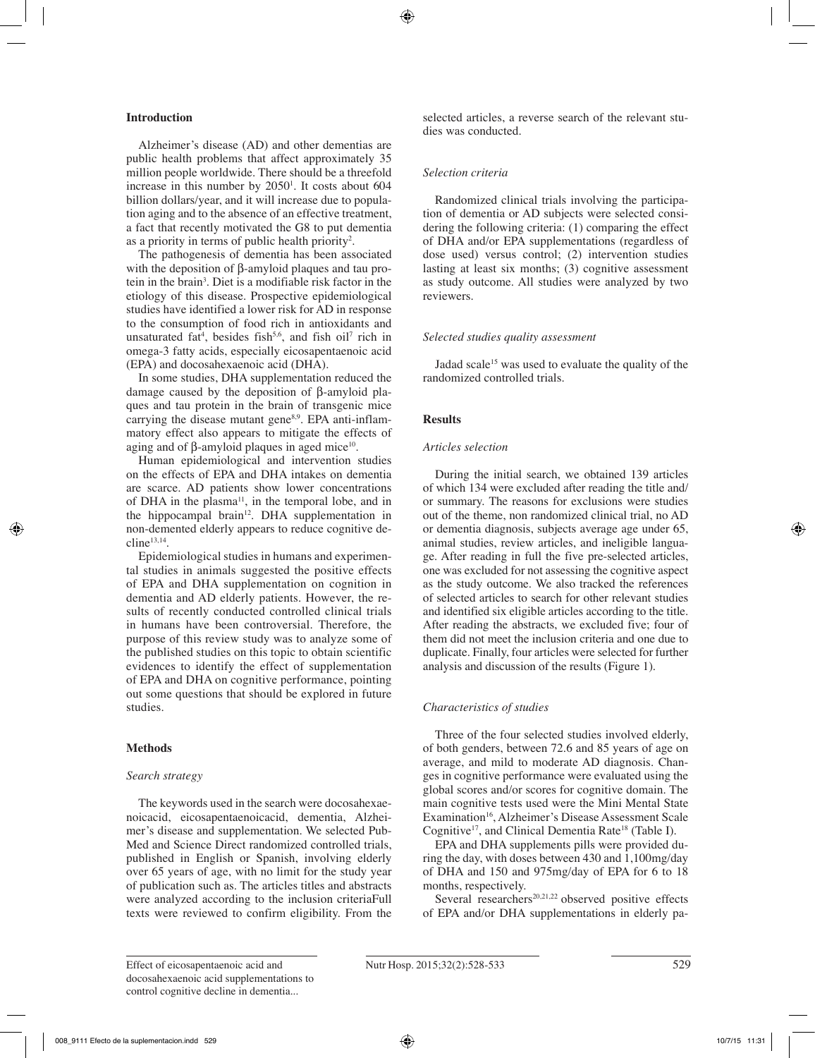## Introduction

Alzheimer's disease (AD) and other dementias are public health problems that affect approximately 35 million people worldwide. There should be a threefold increase in this number by 2050[1]. It costs about 604 billion dollars/year, and it will increase due to population aging and to the absence of an effective treatment, a fact that recently motivated the G8 to put dementia as a priority in terms of public health priority[2].

The pathogenesis of dementia has been associated with the deposition of β-amyloid plaques and tau protein in the brain[3]. Diet is a modifiable risk factor in the etiology of this disease. Prospective epidemiological studies have identified a lower risk for AD in response to the consumption of food rich in antioxidants and unsaturated fat[4], besides fish[5,6], and fish oil[7] rich in omega-3 fatty acids, especially eicosapentaenoic acid (EPA) and docosahexaenoic acid (DHA).

In some studies, DHA supplementation reduced the damage caused by the deposition of β-amyloid plaques and tau protein in the brain of transgenic mice carrying the disease mutant gene[8,9]. EPA anti-inflammatory effect also appears to mitigate the effects of aging and of β-amyloid plaques in aged mice[10].

Human epidemiological and intervention studies on the effects of EPA and DHA intakes on dementia are scarce. AD patients show lower concentrations of DHA in the plasma[11], in the temporal lobe, and in the hippocampal brain[12]. DHA supplementation in non-demented elderly appears to reduce cognitive decline[13,14].

Epidemiological studies in humans and experimental studies in animals suggested the positive effects of EPA and DHA supplementation on cognition in dementia and AD elderly patients. However, the results of recently conducted controlled clinical trials in humans have been controversial. Therefore, the purpose of this review study was to analyze some of the published studies on this topic to obtain scientific evidences to identify the effect of supplementation of EPA and DHA on cognitive performance, pointing out some questions that should be explored in future studies.

## Methods

### *Search strategy*

The keywords used in the search were docosahexaenoicacid, eicosapentaenoicacid, dementia, Alzheimer's disease and supplementation. We selected PubMed and Science Direct randomized controlled trials, published in English or Spanish, involving elderly over 65 years of age, with no limit for the study year of publication such as. The articles titles and abstracts were analyzed according to the inclusion criteriaFull texts were reviewed to confirm eligibility. From the selected articles, a reverse search of the relevant studies was conducted.

### *Selection criteria*

Randomized clinical trials involving the participation of dementia or AD subjects were selected considering the following criteria: (1) comparing the effect of DHA and/or EPA supplementations (regardless of dose used) versus control; (2) intervention studies lasting at least six months; (3) cognitive assessment as study outcome. All studies were analyzed by two reviewers.

### *Selected studies quality assessment*

Jadad scale[15] was used to evaluate the quality of the randomized controlled trials.

## Results

### *Articles selection*

During the initial search, we obtained 139 articles of which 134 were excluded after reading the title and/or summary. The reasons for exclusions were studies out of the theme, non randomized clinical trial, no AD or dementia diagnosis, subjects average age under 65, animal studies, review articles, and ineligible language. After reading in full the five pre-selected articles, one was excluded for not assessing the cognitive aspect as the study outcome. We also tracked the references of selected articles to search for other relevant studies and identified six eligible articles according to the title. After reading the abstracts, we excluded five; four of them did not meet the inclusion criteria and one due to duplicate. Finally, four articles were selected for further analysis and discussion of the results (Figure 1).

### *Characteristics of studies*

Three of the four selected studies involved elderly, of both genders, between 72.6 and 85 years of age on average, and mild to moderate AD diagnosis. Changes in cognitive performance were evaluated using the global scores and/or scores for cognitive domain. The main cognitive tests used were the Mini Mental State Examination[16], Alzheimer's Disease Assessment Scale Cognitive[17], and Clinical Dementia Rate[18] (Table I).

EPA and DHA supplements pills were provided during the day, with doses between 430 and 1,100mg/day of DHA and 150 and 975mg/day of EPA for 6 to 18 months, respectively.

Several researchers[20,21,22] observed positive effects of EPA and/or DHA supplementations in elderly pa-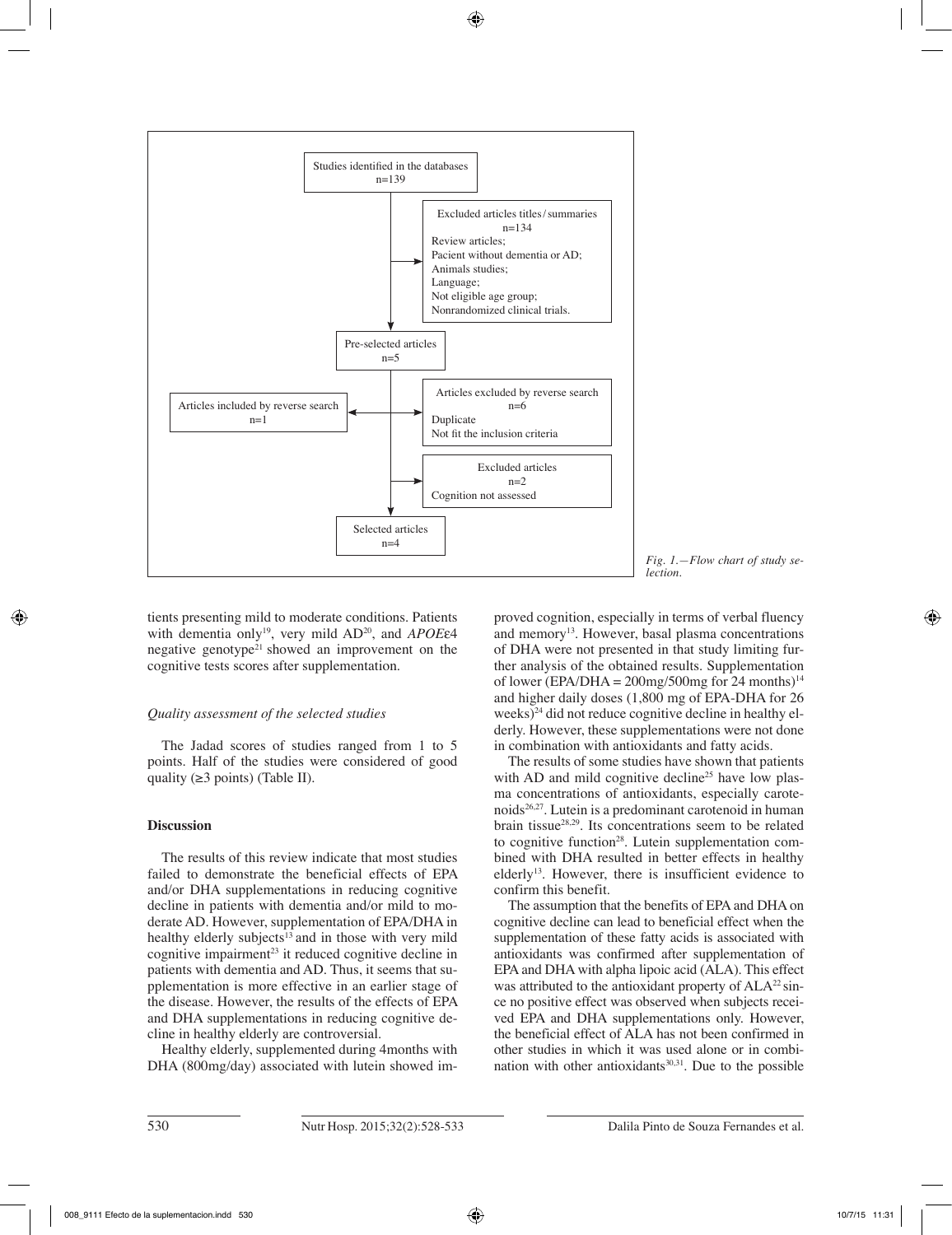Studies identified in the databases
n=139

Excluded articles titles/summaries
n=134
Review articles;
Pacient without dementia or AD;
Animals studies;
Language;
Not eligible age group;
Nonrandomized clinical trials.

Pre-selected articles
n=5

Articles included by reverse search
n=1

Articles excluded by reverse search
n=6
Duplicate
Not fit the inclusion criteria

Excluded articles
n=2
Cognition not assessed

Selected articles
n=4

*Fig. 1.—Flow chart of study selection.*

tients presenting mild to moderate conditions. Patients with dementia only[19], very mild AD[20], and *APOE*ε4 negative genotype[21] showed an improvement on the cognitive tests scores after supplementation.

### *Quality assessment of the selected studies*

The Jadad scores of studies ranged from 1 to 5 points. Half of the studies were considered of good quality (≥3 points) (Table II).

## Discussion

The results of this review indicate that most studies failed to demonstrate the beneficial effects of EPA and/or DHA supplementations in reducing cognitive decline in patients with dementia and/or mild to moderate AD. However, supplementation of EPA/DHA in healthy elderly subjects[13] and in those with very mild cognitive impairment[23] it reduced cognitive decline in patients with dementia and AD. Thus, it seems that supplementation is more effective in an earlier stage of the disease. However, the results of the effects of EPA and DHA supplementations in reducing cognitive decline in healthy elderly are controversial.

Healthy elderly, supplemented during 4months with DHA (800mg/day) associated with lutein showed improved cognition, especially in terms of verbal fluency and memory[13]. However, basal plasma concentrations of DHA were not presented in that study limiting further analysis of the obtained results. Supplementation of lower (EPA/DHA = 200mg/500mg for 24 months)[14] and higher daily doses (1,800 mg of EPA-DHA for 26 weeks)[24] did not reduce cognitive decline in healthy elderly. However, these supplementations were not done in combination with antioxidants and fatty acids.

The results of some studies have shown that patients with AD and mild cognitive decline[25] have low plasma concentrations of antioxidants, especially carotenoids[26,27]. Lutein is a predominant carotenoid in human brain tissue[28,29]. Its concentrations seem to be related to cognitive function[28]. Lutein supplementation combined with DHA resulted in better effects in healthy elderly[13]. However, there is insufficient evidence to confirm this benefit.

The assumption that the benefits of EPA and DHA on cognitive decline can lead to beneficial effect when the supplementation of these fatty acids is associated with antioxidants was confirmed after supplementation of EPA and DHA with alpha lipoic acid (ALA). This effect was attributed to the antioxidant property of ALA[22] since no positive effect was observed when subjects received EPA and DHA supplementations only. However, the beneficial effect of ALA has not been confirmed in other studies in which it was used alone or in combination with other antioxidants[30,31]. Due to the possible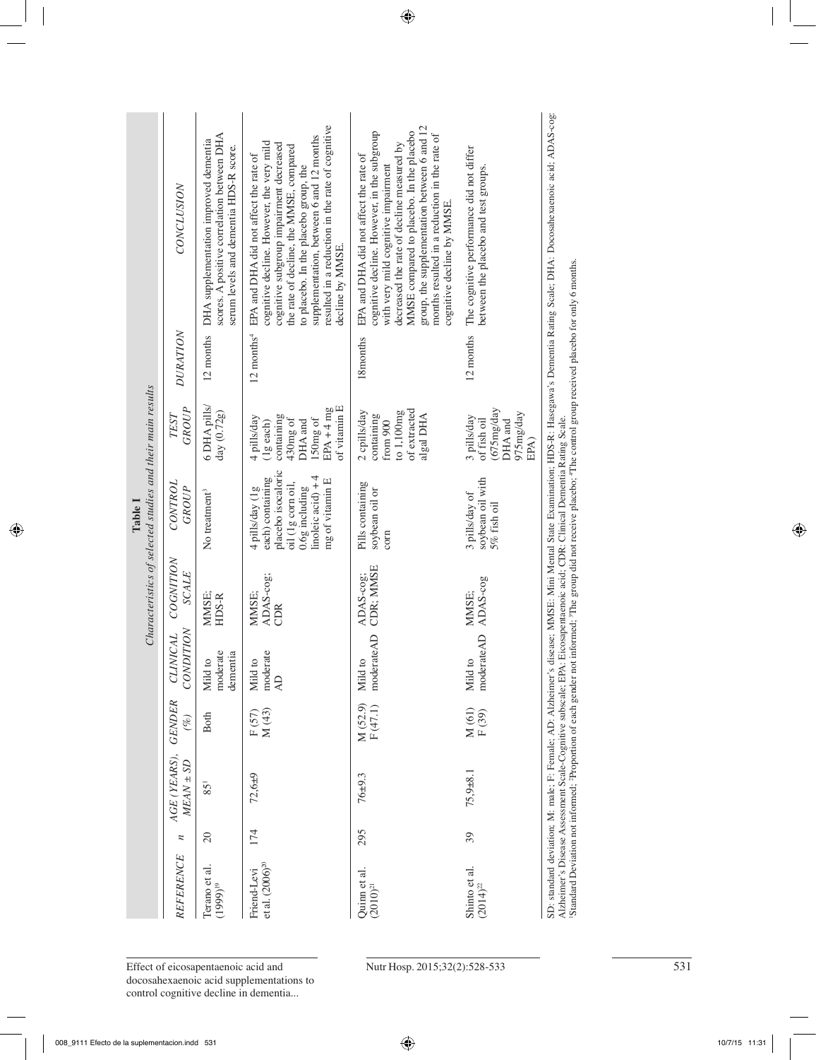**Table I**
*Characteristics of selected studies and their main results*

| REFERENCE | n | AGE (YEARS), MEAN ± SD | GENDER (%) | CLINICAL CONDITION | COGNITION SCALE | CONTROL GROUP | TEST GROUP | DURATION | CONCLUSION |
|---|---|---|---|---|---|---|---|---|---|
| Terano et al. (1999)[19] | 20 | 85[1] | Both | Mild to moderate dementia | MMSE; HDS-R | No treatment[3] | 6 DHA pills/day (0.72g) | 12 months | DHA supplementation improved dementia scores. A positive correlation between DHA serum levels and dementia HDS-R score. |
| Friend-Levi et al. (2006)[20] | 174 | 72.6±9 | F (57) M (43) | Mild to moderate AD | MMSE; ADAS-cog; CDR | 4 pills/day (1g each) containing placebo isocaloric oil (1g corn oil, 0.6g including linoleic acid) + 4 mg of vitamin E | 4 pills/day (1g each) containing 430mg of DHA and 150mg of EPA + 4 mg of vitamin E | 12 months[4] | EPA and DHA did not affect the rate of cognitive decline. However, the very mild cognitive subgroup impairment decreased the rate of decline, the MMSE, compared to placebo. In the placebo group, the supplementation, between 6 and 12 months resulted in a reduction in the rate of cognitive decline by MMSE. |
| Quinn et al. (2010)[21] | 295 | 76±9.3 | M (52.9) F (47.1) | Mild to moderateAD | ADAS-cog; CDR; MMSE | Pills containing soybean oil or corn | 2 cpills/day containing from 900 to 1,100mg of extracted algal DHA | 18months | EPA and DHA did not affect the rate of cognitive decline. However, in the subgroup with very mild cognitive impairment decreased the rate of decline measured by MMSE compared to placebo. In the placebo group, the supplementation between 6 and 12 months resulted in a reduction in the rate of cognitive decline by MMSE. |
| Shinto et al. (2014)[22] | 39 | 75,9±8.1 | M (61) F (39) | Mild to moderateAD | MMSE; ADAS-cog | 3 pills/day of soybean oil with 5% fish oil | 3 pills/day of fish oil (675mg/day DHA and 975mg/day EPA) | 12 months | The cognitive performance did not differ between the placebo and test groups. |

SD: standard deviation; M: male; F: Female; AD: Alzheimer's disease; MMSE: Mini Mental State Examination; HDS-R: Hasegawa's Dementia Rating Scale; DHA: Docosahexaenoic acid; ADAS-cog: Alzheimer's Disease Assessment Scale-Cognitive subscale; EPA: Eicosapentaenoic acid; CDR: Clinical Dementia Rating Scale.
[1]Standard Deviation not informed; [2]Proportion of each gender not informed; [3]The group did not receive placebo; [4]The control group received placebo for only 6 months.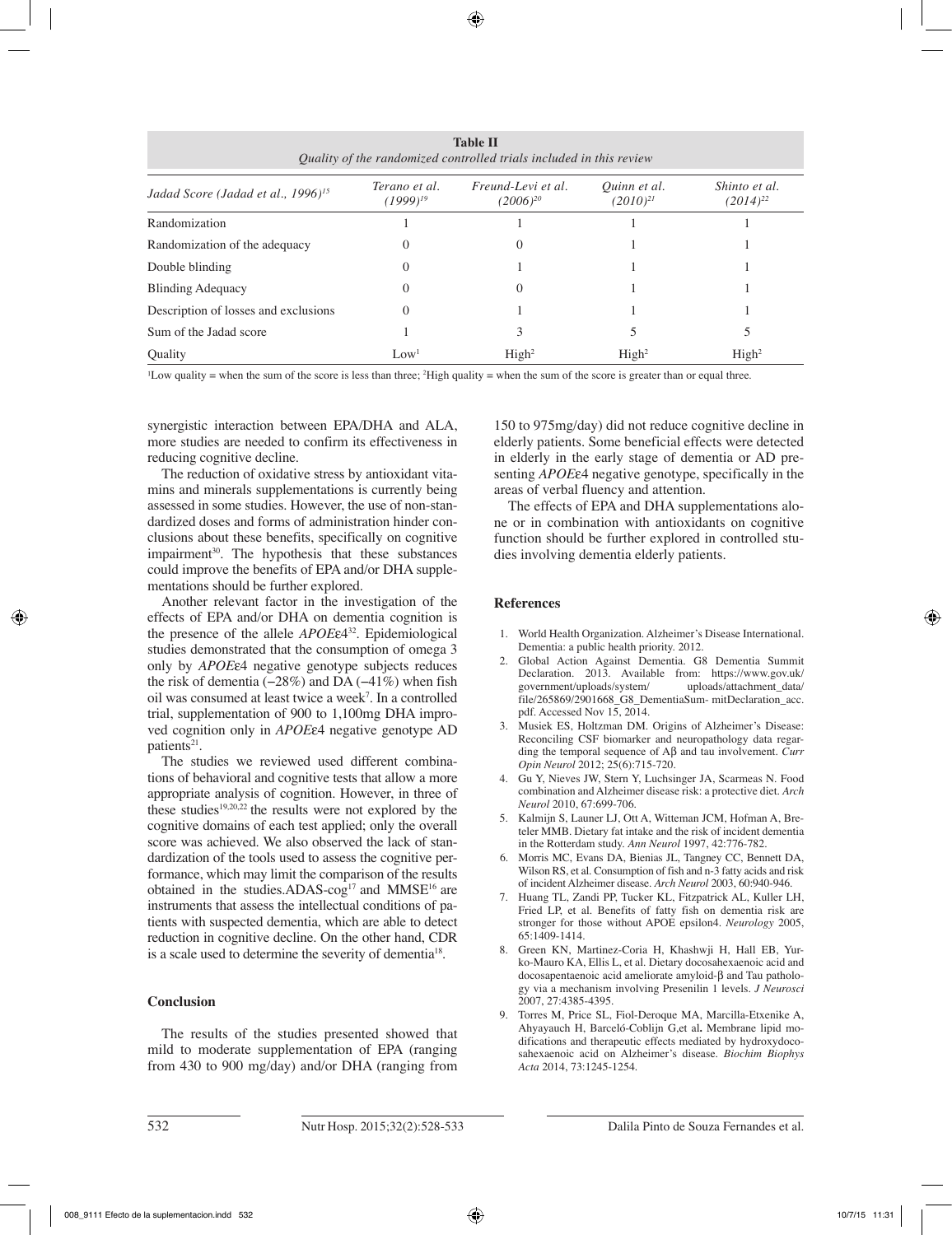**Table II**
*Quality of the randomized controlled trials included in this review*

| *Jadad Score (Jadad et al., 1996)*[15] | *Terano et al. (1999)*[19] | *Freund-Levi et al. (2006)*[20] | *Quinn et al. (2010)*[21] | *Shinto et al. (2014)*[22] |
|---|---|---|---|---|
| Randomization | 1 | 1 | 1 | 1 |
| Randomization of the adequacy | 0 | 0 | 1 | 1 |
| Double blinding | 0 | 1 | 1 | 1 |
| Blinding Adequacy | 0 | 0 | 1 | 1 |
| Description of losses and exclusions | 0 | 1 | 1 | 1 |
| Sum of the Jadad score | 1 | 3 | 5 | 5 |
| Quality | Low[1] | High[2] | High[2] | High[2] |

[1]Low quality = when the sum of the score is less than three; [2]High quality = when the sum of the score is greater than or equal three.

synergistic interaction between EPA/DHA and ALA, more studies are needed to confirm its effectiveness in reducing cognitive decline.

The reduction of oxidative stress by antioxidant vitamins and minerals supplementations is currently being assessed in some studies. However, the use of non-standardized doses and forms of administration hinder conclusions about these benefits, specifically on cognitive impairment[30]. The hypothesis that these substances could improve the benefits of EPA and/or DHA supplementations should be further explored.

Another relevant factor in the investigation of the effects of EPA and/or DHA on dementia cognition is the presence of the allele *APOE*ε4[32]. Epidemiological studies demonstrated that the consumption of omega 3 only by *APOE*ε4 negative genotype subjects reduces the risk of dementia (‒28%) and DA (‒41%) when fish oil was consumed at least twice a week[7]. In a controlled trial, supplementation of 900 to 1,100mg DHA improved cognition only in *APOE*ε4 negative genotype AD patients[21].

The studies we reviewed used different combinations of behavioral and cognitive tests that allow a more appropriate analysis of cognition. However, in three of these studies[19,20,22] the results were not explored by the cognitive domains of each test applied; only the overall score was achieved. We also observed the lack of standardization of the tools used to assess the cognitive performance, which may limit the comparison of the results obtained in the studies.ADAS-cog[17] and MMSE[16] are instruments that assess the intellectual conditions of patients with suspected dementia, which are able to detect reduction in cognitive decline. On the other hand, CDR is a scale used to determine the severity of dementia[18].

## Conclusion

The results of the studies presented showed that mild to moderate supplementation of EPA (ranging from 430 to 900 mg/day) and/or DHA (ranging from 150 to 975mg/day) did not reduce cognitive decline in elderly patients. Some beneficial effects were detected in elderly in the early stage of dementia or AD presenting *APOE*ε4 negative genotype, specifically in the areas of verbal fluency and attention.

The effects of EPA and DHA supplementations alone or in combination with antioxidants on cognitive function should be further explored in controlled studies involving dementia elderly patients.

## References

1. World Health Organization. Alzheimer's Disease International. Dementia: a public health priority. 2012.
2. Global Action Against Dementia. G8 Dementia Summit Declaration. 2013. Available from: https://www.gov.uk/government/uploads/system/ uploads/attachment_data/file/265869/2901668_G8_DementiaSum- mitDeclaration_acc.pdf. Accessed Nov 15, 2014.
3. Musiek ES, Holtzman DM. Origins of Alzheimer's Disease: Reconciling CSF biomarker and neuropathology data regarding the temporal sequence of Aβ and tau involvement. *Curr Opin Neurol* 2012; 25(6):715-720.
4. Gu Y, Nieves JW, Stern Y, Luchsinger JA, Scarmeas N. Food combination and Alzheimer disease risk: a protective diet. *Arch Neurol* 2010, 67:699-706.
5. Kalmijn S, Launer LJ, Ott A, Witteman JCM, Hofman A, Breteler MMB. Dietary fat intake and the risk of incident dementia in the Rotterdam study. *Ann Neurol* 1997, 42:776-782.
6. Morris MC, Evans DA, Bienias JL, Tangney CC, Bennett DA, Wilson RS, et al. Consumption of fish and n-3 fatty acids and risk of incident Alzheimer disease. *Arch Neurol* 2003, 60:940-946.
7. Huang TL, Zandi PP, Tucker KL, Fitzpatrick AL, Kuller LH, Fried LP, et al. Benefits of fatty fish on dementia risk are stronger for those without APOE epsilon4. *Neurology* 2005, 65:1409-1414.
8. Green KN, Martinez-Coria H, Khashwji H, Hall EB, Yurko-Mauro KA, Ellis L, et al. Dietary docosahexaenoic acid and docosapentaenoic acid ameliorate amyloid-β and Tau pathology via a mechanism involving Presenilin 1 levels. *J Neurosci* 2007, 27:4385-4395.
9. Torres M, Price SL, Fiol-Deroque MA, Marcilla-Etxenike A, Ahyayauch H, Barceló-Coblijn G,et al**.** Membrane lipid modifications and therapeutic effects mediated by hydroxydocosahexaenoic acid on Alzheimer's disease. *Biochim Biophys Acta* 2014, 73:1245-1254.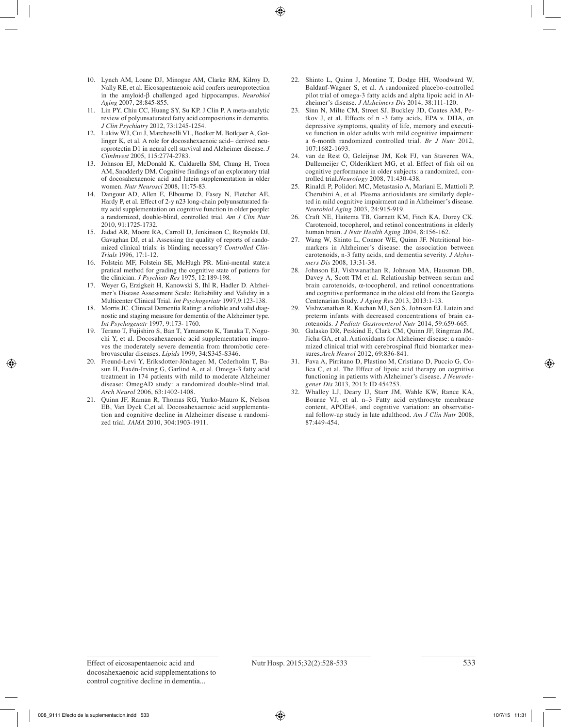10. Lynch AM, Loane DJ, Minogue AM, Clarke RM, Kilroy D, Nally RE, et al. Eicosapentaenoic acid confers neuroprotection in the amyloid-β challenged aged hippocampus. *Neurobiol Aging* 2007, 28:845-855.
11. Lin PY, Chiu CC, Huang SY, Su KP. J Clin P. A meta-analytic review of polyunsaturated fatty acid compositions in dementia. *J Clin Psychiatry* 2012, 73:1245-1254.
12. Lukiw WJ, Cui J, Marcheselli VL, Bodker M, Botkjaer A, Gotlinger K, et al. A role for docosahexaenoic acid– derived neuroprotectin D1 in neural cell survival and Alzheimer disease. *J ClinInvest* 2005, 115:2774-2783.
13. Johnson EJ, McDonald K, Caldarella SM, Chung H, Troen AM, Snodderly DM. Cognitive findings of an exploratory trial of docosahexaenoic acid and lutein supplementation in older women. *Nutr Neurosci* 2008, 11:75-83.
14. Dangour AD, Allen E, Elbourne D, Fasey N, Fletcher AE, Hardy P, et al. Effect of 2-y n23 long-chain polyunsaturated fatty acid supplementation on cognitive function in older people: a randomized, double-blind, controlled trial. *Am J Clin Nutr* 2010, 91:1725-1732.
15. Jadad AR, Moore RA, Carroll D, Jenkinson C, Reynolds DJ, Gavaghan DJ, et al. Assessing the quality of reports of randomized clinical trials: is blinding necessary? *Controlled Clin-Trials* 1996, 17:1-12.
16. Folstein MF, Folstein SE, McHugh PR. Mini-mental state:a pratical method for grading the cognitive state of patients for the clinician. *J Psychiatr Res* 1975, 12:189-198.
17. Weyer G**,** Erzigkeit H, Kanowski S, Ihl R, Hadler D. Alzheimer's Disease Assessment Scale: Reliability and Validity in a Multicenter Clinical Trial. *Int Psychogeriatr* 1997,9:123-138.
18. Morris JC. Clinical Dementia Rating: a reliable and valid diagnostic and staging measure for dementia of the Alzheimer type. *Int Psychogenatr* 1997*,* 9:173- 1760.
19. Terano T, Fujishiro S, Ban T, Yamamoto K, Tanaka T, Noguchi Y, et al. Docosahexaenoic acid supplementation improves the moderately severe dementia from thrombotic cerebrovascular diseases. *Lipids* 1999, 34:S345-S346.
20. Freund-Levi Y, Eriksdotter-Jönhagen M, Cederholm T, Basun H, Faxén-Irving G, Garlind A, et al. Omega-3 fatty acid treatment in 174 patients with mild to moderate Alzheimer disease: OmegAD study: a randomized double-blind trial. *Arch Neurol* 2006, 63:1402-1408.
21. Quinn JF, Raman R, Thomas RG, Yurko-Mauro K, Nelson EB, Van Dyck C,et al. Docosahexaenoic acid supplementation and cognitive decline in Alzheimer disease a randomized trial. *JAMA* 2010, 304:1903-1911.
22. Shinto L, Quinn J, Montine T, Dodge HH, Woodward W, Baldauf-Wagner S, et al. A randomized placebo-controlled pilot trial of omega-3 fatty acids and alpha lipoic acid in Alzheimer's disease. *J Alzheimers Dis* 2014, 38:111-120.
23. Sinn N, Milte CM, Street SJ, Buckley JD, Coates AM, Petkov J, et al. Effects of n -3 fatty acids, EPA v. DHA, on depressive symptoms, quality of life, memory and executive function in older adults with mild cognitive impairment: a 6-month randomized controlled trial. *Br J Nutr* 2012, 107:1682-1693.
24. van de Rest O, Geleijnse JM, Kok FJ, van Staveren WA, Dullemeijer C, Olderikkert MG, et al. Effect of fish oil on cognitive performance in older subjects: a randomized, controlled trial.*Neurology* 2008, 71:430-438.
25. Rinaldi P, Polidori MC, Metastasio A, Mariani E, Mattioli P, Cherubini A, et al. Plasma antioxidants are similarly depleted in mild cognitive impairment and in Alzheimer's disease. *Neurobiol Aging* 2003, 24:915-919.
26. Craft NE, Haitema TB, Garnett KM, Fitch KA, Dorey CK. Carotenoid, tocopherol, and retinol concentrations in elderly human brain. *J Nutr Health Aging* 2004, 8:156-162.
27. Wang W, Shinto L, Connor WE, Quinn JF. Nutritional biomarkers in Alzheimer's disease: the association between carotenoids, n-3 fatty acids, and dementia severity. *J Alzheimers Dis* 2008, 13:31-38.
28. Johnson EJ, Vishwanathan R, Johnson MA, Hausman DB, Davey A, Scott TM et al. Relationship between serum and brain carotenoids, α-tocopherol, and retinol concentrations and cognitive performance in the oldest old from the Georgia Centenarian Study. *J Aging Res* 2013, 2013:1-13.
29. Vishwanathan R, Kuchan MJ, Sen S, Johnson EJ. Lutein and preterm infants with decreased concentrations of brain carotenoids. *J Pediatr Gastroenterol Nutr* 2014, 59:659-665.
30. Galasko DR, Peskind E, Clark CM, Quinn JF, Ringman JM, Jicha GA, et al. Antioxidants for Alzheimer disease: a randomized clinical trial with cerebrospinal fluid biomarker measures.*Arch Neurol* 2012, 69:836-841.
31. Fava A, Pirritano D, Plastino M, Cristiano D, Puccio G, Colica C, et al. The Effect of lipoic acid therapy on cognitive functioning in patients with Alzheimer's disease. *J Neurodegener Dis* 2013, 2013: ID 454253.
32. Whalley LJ, Deary IJ, Starr JM, Wahle KW, Rance KA, Bourne VJ, et al. n–3 Fatty acid erythrocyte membrane content, APOEε4, and cognitive variation: an observational follow-up study in late adulthood. *Am J Clin Nutr* 2008, 87:449-454.